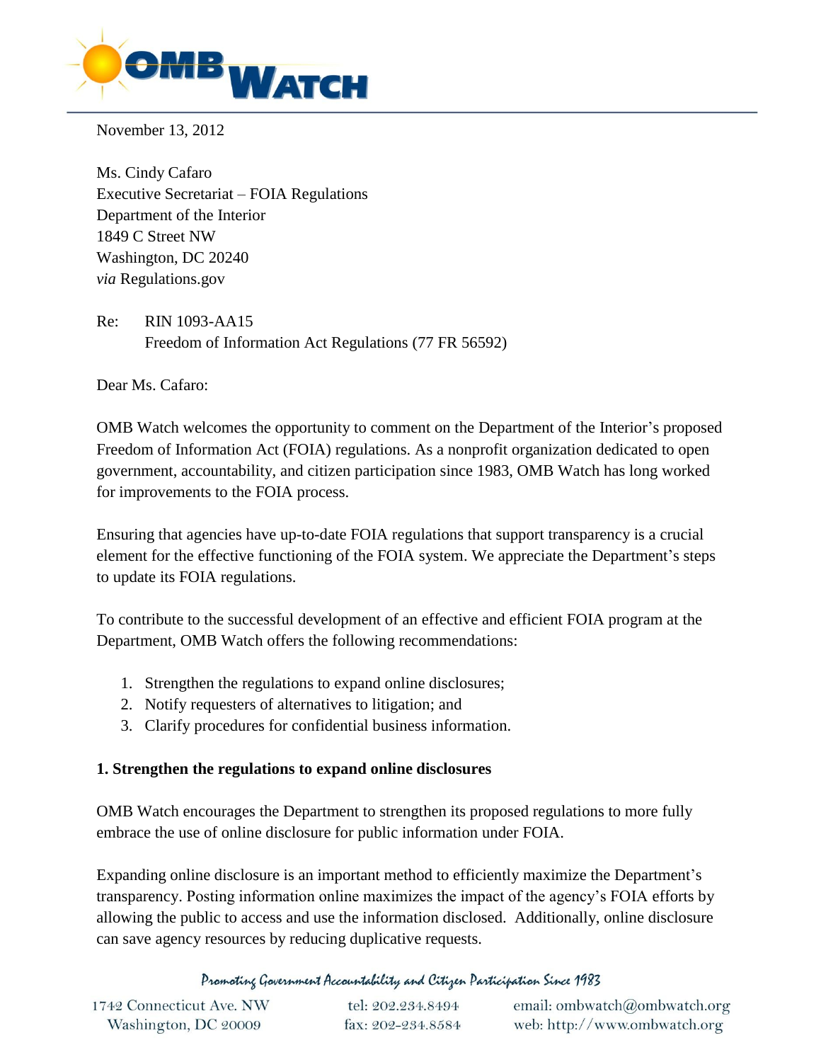November 13, 2012

Ms. Cindy Cafaro
Executive Secretariat – FOIA Regulations
Department of the Interior
1849 C Street NW
Washington, DC 20240
*via* Regulations.gov

Re: RIN 1093-AA15
Freedom of Information Act Regulations (77 FR 56592)

Dear Ms. Cafaro:

OMB Watch welcomes the opportunity to comment on the Department of the Interior's proposed Freedom of Information Act (FOIA) regulations. As a nonprofit organization dedicated to open government, accountability, and citizen participation since 1983, OMB Watch has long worked for improvements to the FOIA process.

Ensuring that agencies have up-to-date FOIA regulations that support transparency is a crucial element for the effective functioning of the FOIA system. We appreciate the Department's steps to update its FOIA regulations.

To contribute to the successful development of an effective and efficient FOIA program at the Department, OMB Watch offers the following recommendations:

1. Strengthen the regulations to expand online disclosures;
2. Notify requesters of alternatives to litigation; and
3. Clarify procedures for confidential business information.

**1. Strengthen the regulations to expand online disclosures**

OMB Watch encourages the Department to strengthen its proposed regulations to more fully embrace the use of online disclosure for public information under FOIA.

Expanding online disclosure is an important method to efficiently maximize the Department's transparency. Posting information online maximizes the impact of the agency's FOIA efforts by allowing the public to access and use the information disclosed. Additionally, online disclosure can save agency resources by reducing duplicative requests.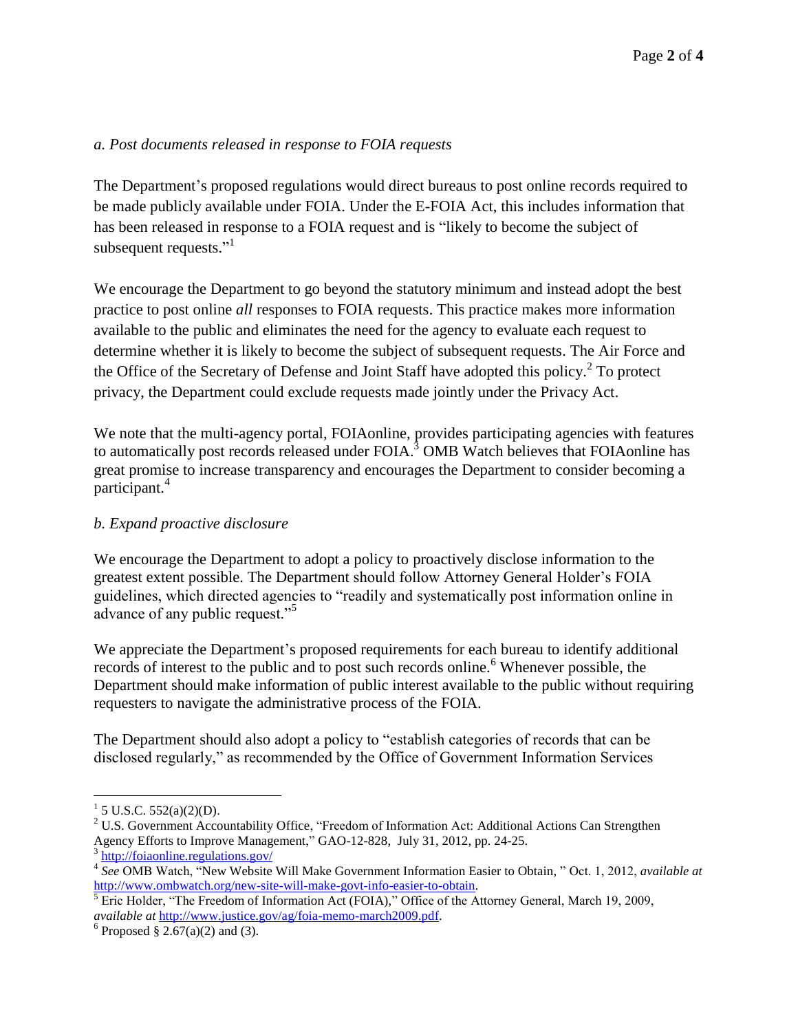*a. Post documents released in response to FOIA requests*

The Department's proposed regulations would direct bureaus to post online records required to be made publicly available under FOIA. Under the E-FOIA Act, this includes information that has been released in response to a FOIA request and is "likely to become the subject of subsequent requests."[1]

We encourage the Department to go beyond the statutory minimum and instead adopt the best practice to post online *all* responses to FOIA requests. This practice makes more information available to the public and eliminates the need for the agency to evaluate each request to determine whether it is likely to become the subject of subsequent requests. The Air Force and the Office of the Secretary of Defense and Joint Staff have adopted this policy.[2] To protect privacy, the Department could exclude requests made jointly under the Privacy Act.

We note that the multi-agency portal, FOIAonline, provides participating agencies with features to automatically post records released under FOIA.[3] OMB Watch believes that FOIAonline has great promise to increase transparency and encourages the Department to consider becoming a participant.[4]

*b. Expand proactive disclosure*

We encourage the Department to adopt a policy to proactively disclose information to the greatest extent possible. The Department should follow Attorney General Holder's FOIA guidelines, which directed agencies to "readily and systematically post information online in advance of any public request."[5]

We appreciate the Department's proposed requirements for each bureau to identify additional records of interest to the public and to post such records online.[6] Whenever possible, the Department should make information of public interest available to the public without requiring requesters to navigate the administrative process of the FOIA.

The Department should also adopt a policy to "establish categories of records that can be disclosed regularly," as recommended by the Office of Government Information Services

---

[1] 5 U.S.C. 552(a)(2)(D).

[2] U.S. Government Accountability Office, "Freedom of Information Act: Additional Actions Can Strengthen Agency Efforts to Improve Management," GAO-12-828, July 31, 2012, pp. 24-25.

[3] http://foiaonline.regulations.gov/

[4] *See* OMB Watch, "New Website Will Make Government Information Easier to Obtain, " Oct. 1, 2012, *available at* http://www.ombwatch.org/new-site-will-make-govt-info-easier-to-obtain.

[5] Eric Holder, "The Freedom of Information Act (FOIA)," Office of the Attorney General, March 19, 2009, *available at* http://www.justice.gov/ag/foia-memo-march2009.pdf.

[6] Proposed § 2.67(a)(2) and (3).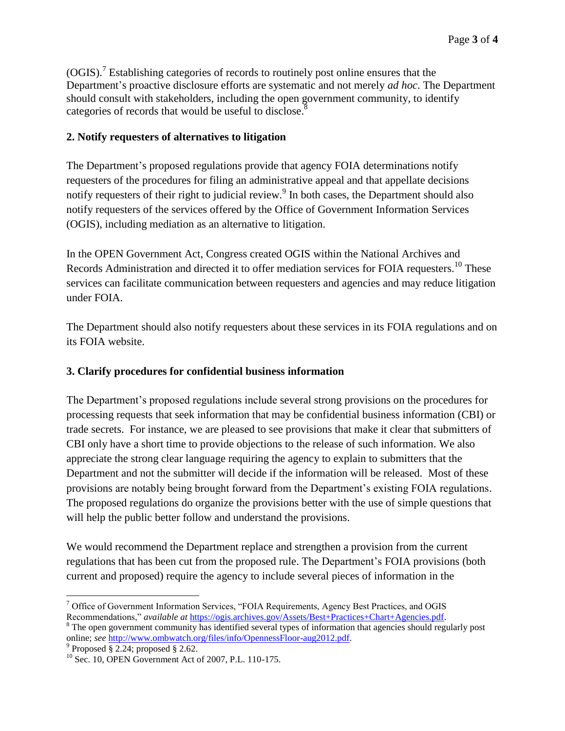(OGIS).[7] Establishing categories of records to routinely post online ensures that the Department's proactive disclosure efforts are systematic and not merely *ad hoc*. The Department should consult with stakeholders, including the open government community, to identify categories of records that would be useful to disclose.[8]

**2. Notify requesters of alternatives to litigation**

The Department's proposed regulations provide that agency FOIA determinations notify requesters of the procedures for filing an administrative appeal and that appellate decisions notify requesters of their right to judicial review.[9] In both cases, the Department should also notify requesters of the services offered by the Office of Government Information Services (OGIS), including mediation as an alternative to litigation.

In the OPEN Government Act, Congress created OGIS within the National Archives and Records Administration and directed it to offer mediation services for FOIA requesters.[10] These services can facilitate communication between requesters and agencies and may reduce litigation under FOIA.

The Department should also notify requesters about these services in its FOIA regulations and on its FOIA website.

**3. Clarify procedures for confidential business information**

The Department's proposed regulations include several strong provisions on the procedures for processing requests that seek information that may be confidential business information (CBI) or trade secrets. For instance, we are pleased to see provisions that make it clear that submitters of CBI only have a short time to provide objections to the release of such information. We also appreciate the strong clear language requiring the agency to explain to submitters that the Department and not the submitter will decide if the information will be released. Most of these provisions are notably being brought forward from the Department's existing FOIA regulations. The proposed regulations do organize the provisions better with the use of simple questions that will help the public better follow and understand the provisions.

We would recommend the Department replace and strengthen a provision from the current regulations that has been cut from the proposed rule. The Department's FOIA provisions (both current and proposed) require the agency to include several pieces of information in the

---

[7] Office of Government Information Services, "FOIA Requirements, Agency Best Practices, and OGIS Recommendations," *available at* https://ogis.archives.gov/Assets/Best+Practices+Chart+Agencies.pdf.

[8] The open government community has identified several types of information that agencies should regularly post online; *see* http://www.ombwatch.org/files/info/OpennessFloor-aug2012.pdf.

[9] Proposed § 2.24; proposed § 2.62.

[10] Sec. 10, OPEN Government Act of 2007, P.L. 110-175.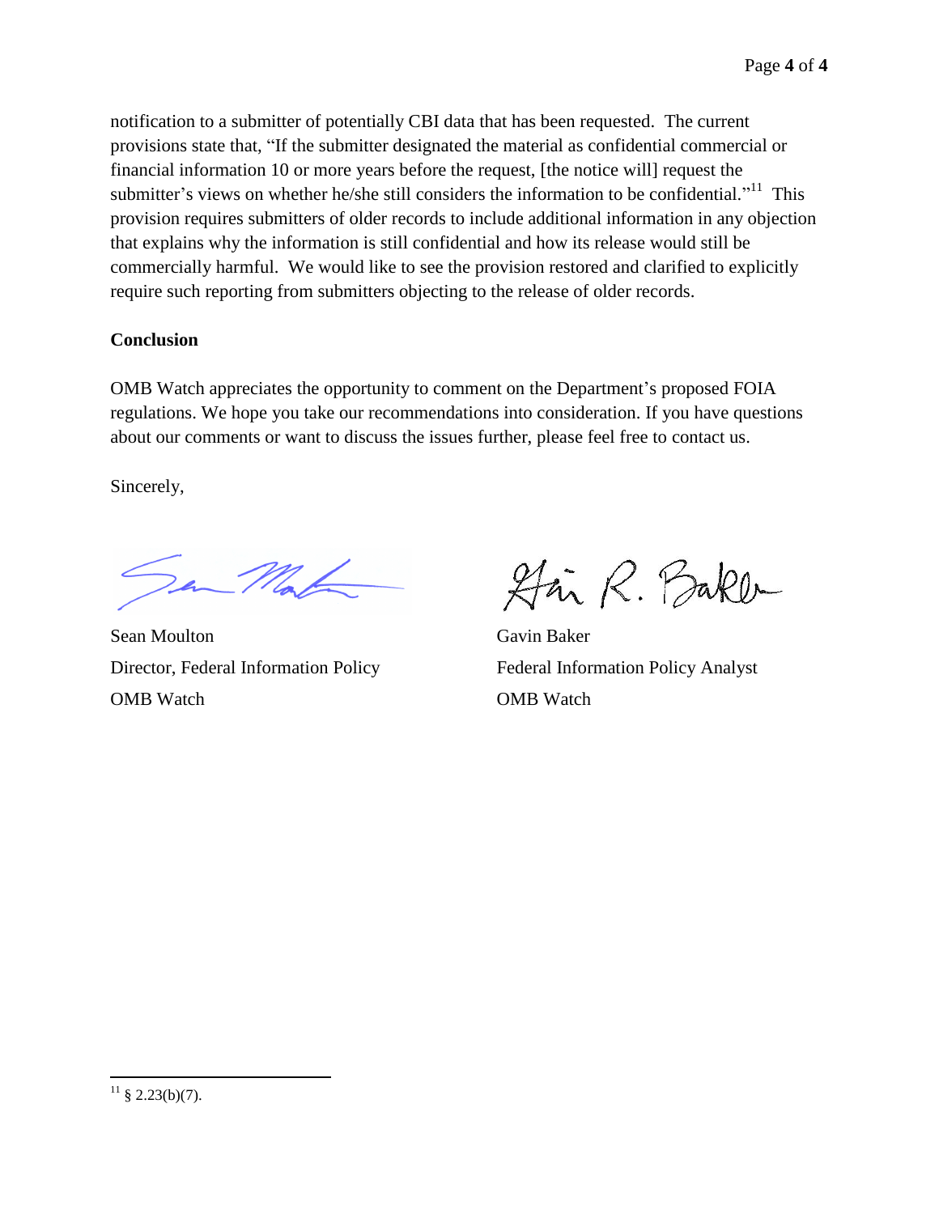notification to a submitter of potentially CBI data that has been requested. The current provisions state that, "If the submitter designated the material as confidential commercial or financial information 10 or more years before the request, [the notice will] request the submitter's views on whether he/she still considers the information to be confidential."[11] This provision requires submitters of older records to include additional information in any objection that explains why the information is still confidential and how its release would still be commercially harmful. We would like to see the provision restored and clarified to explicitly require such reporting from submitters objecting to the release of older records.

**Conclusion**

OMB Watch appreciates the opportunity to comment on the Department's proposed FOIA regulations. We hope you take our recommendations into consideration. If you have questions about our comments or want to discuss the issues further, please feel free to contact us.

Sincerely,

Sean Moulton
Director, Federal Information Policy
OMB Watch

Gavin Baker
Federal Information Policy Analyst
OMB Watch

[11] § 2.23(b)(7).